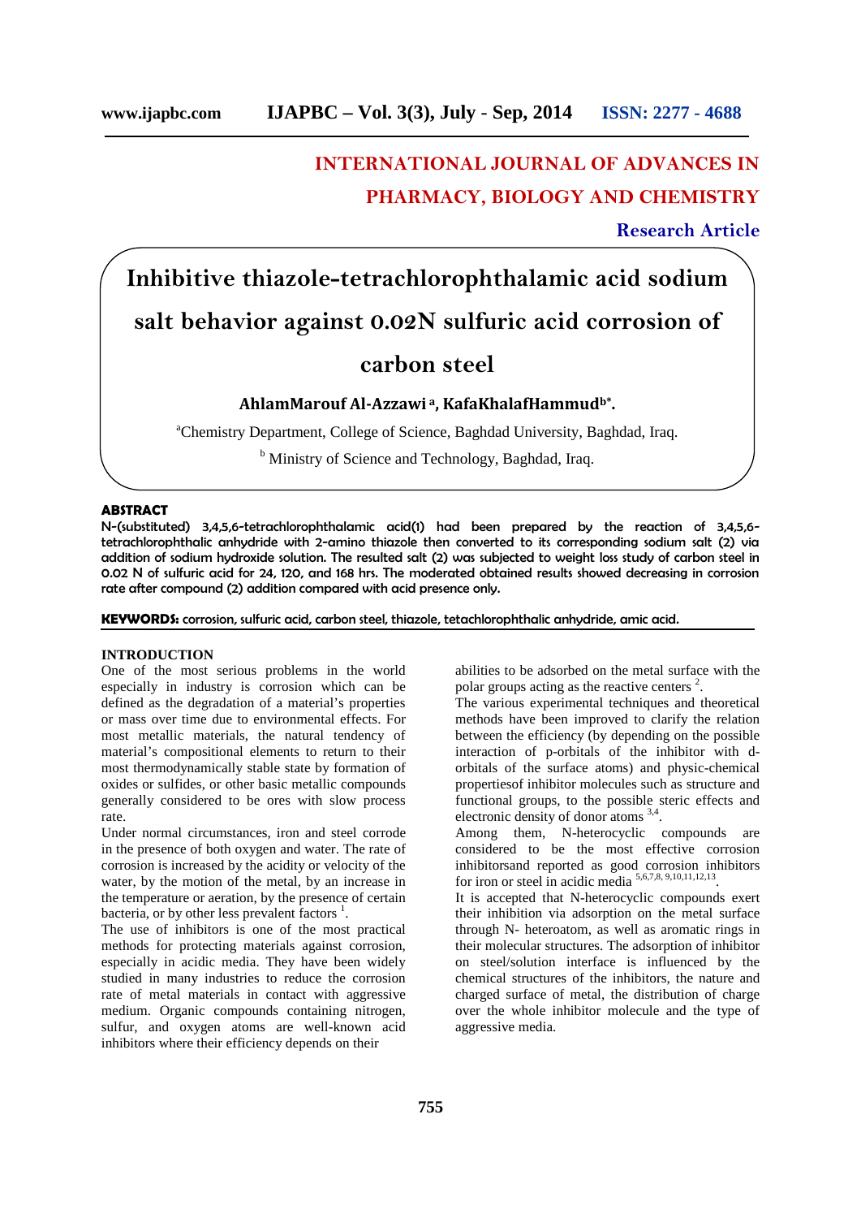INTERNATIONAL JOURNAL OF ADVANCES IN PHARMACY, BIOLOGY AND CHEMISTRY

**Research Article**

# Inhibitive thiazole-tetrachlorophthalamic acid sodium salt behavior against 0.02N sulfuric acid corrosion of carbon steel

**AhlamMarouf Al-Azzawi [a], KafaKhalafHammud[b*].**

[a]Chemistry Department, College of Science, Baghdad University, Baghdad, Iraq.

[b] Ministry of Science and Technology, Baghdad, Iraq.

## ABSTRACT

N-(substituted) 3,4,5,6-tetrachlorophthalamic acid(1) had been prepared by the reaction of 3,4,5,6-tetrachlorophthalic anhydride with 2-amino thiazole then converted to its corresponding sodium salt (2) via addition of sodium hydroxide solution. The resulted salt (2) was subjected to weight loss study of carbon steel in 0.02 N of sulfuric acid for 24, 120, and 168 hrs. The moderated obtained results showed decreasing in corrosion rate after compound (2) addition compared with acid presence only.

**KEYWORDS:** corrosion, sulfuric acid, carbon steel, thiazole, tetachlorophthalic anhydride, amic acid.

## INTRODUCTION

One of the most serious problems in the world especially in industry is corrosion which can be defined as the degradation of a material's properties or mass over time due to environmental effects. For most metallic materials, the natural tendency of material's compositional elements to return to their most thermodynamically stable state by formation of oxides or sulfides, or other basic metallic compounds generally considered to be ores with slow process rate.

Under normal circumstances, iron and steel corrode in the presence of both oxygen and water. The rate of corrosion is increased by the acidity or velocity of the water, by the motion of the metal, by an increase in the temperature or aeration, by the presence of certain bacteria, or by other less prevalent factors [1].

The use of inhibitors is one of the most practical methods for protecting materials against corrosion, especially in acidic media. They have been widely studied in many industries to reduce the corrosion rate of metal materials in contact with aggressive medium. Organic compounds containing nitrogen, sulfur, and oxygen atoms are well-known acid inhibitors where their efficiency depends on their abilities to be adsorbed on the metal surface with the polar groups acting as the reactive centers [2].

The various experimental techniques and theoretical methods have been improved to clarify the relation between the efficiency (by depending on the possible interaction of p-orbitals of the inhibitor with d-orbitals of the surface atoms) and physic-chemical propertiesof inhibitor molecules such as structure and functional groups, to the possible steric effects and electronic density of donor atoms [3,4].

Among them, N-heterocyclic compounds are considered to be the most effective corrosion inhibitorsand reported as good corrosion inhibitors for iron or steel in acidic media [5,6,7,8, 9,10,11,12,13].

It is accepted that N-heterocyclic compounds exert their inhibition via adsorption on the metal surface through N- heteroatom, as well as aromatic rings in their molecular structures. The adsorption of inhibitor on steel/solution interface is influenced by the chemical structures of the inhibitors, the nature and charged surface of metal, the distribution of charge over the whole inhibitor molecule and the type of aggressive media.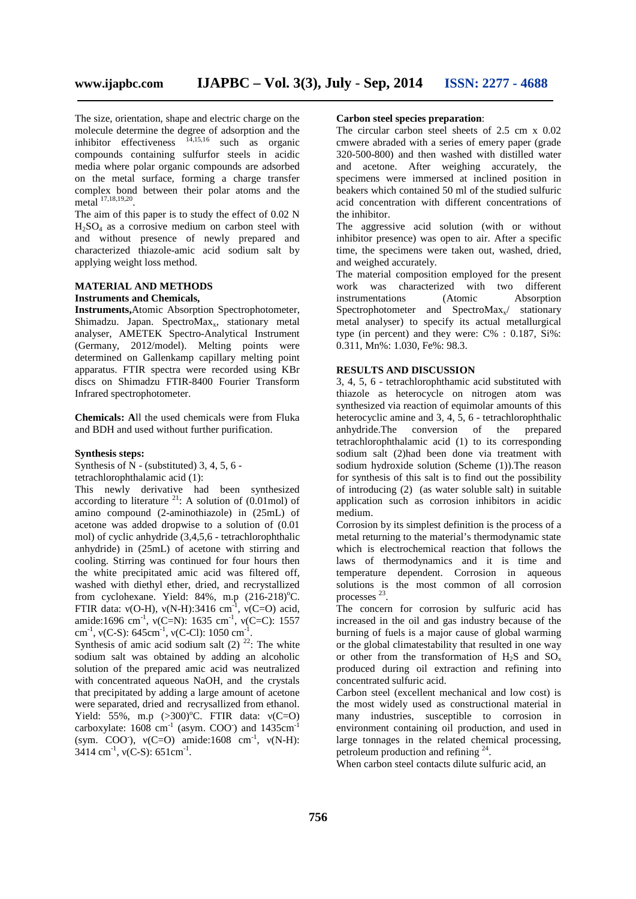The size, orientation, shape and electric charge on the molecule determine the degree of adsorption and the inhibitor effectiveness [14,15,16] such as organic compounds containing sulfurfor steels in acidic media where polar organic compounds are adsorbed on the metal surface, forming a charge transfer complex bond between their polar atoms and the metal [17,18,19,20].

The aim of this paper is to study the effect of 0.02 N $H_2SO_4$ as a corrosive medium on carbon steel with and without presence of newly prepared and characterized thiazole-amic acid sodium salt by applying weight loss method.

## MATERIAL AND METHODS

### Instruments and Chemicals,

**Instruments,** Atomic Absorption Spectrophotometer, Shimadzu. Japan. SpectroMax$_x$, stationary metal analyser, AMETEK Spectro-Analytical Instrument (Germany, 2012/model). Melting points were determined on Gallenkamp capillary melting point apparatus. FTIR spectra were recorded using KBr discs on Shimadzu FTIR-8400 Fourier Transform Infrared spectrophotometer.

**Chemicals: A**ll the used chemicals were from Fluka and BDH and used without further purification.

### Synthesis steps:

Synthesis of N - (substituted) 3, 4, 5, 6 - tetrachlorophthalamic acid (1):

This newly derivative had been synthesized according to literature [21]: A solution of (0.01mol) of amino compound (2-aminothiazole) in (25mL) of acetone was added dropwise to a solution of (0.01 mol) of cyclic anhydride (3,4,5,6 - tetrachlorophthalic anhydride) in (25mL) of acetone with stirring and cooling. Stirring was continued for four hours then the white precipitated amic acid was filtered off, washed with diethyl ether, dried, and recrystallized from cyclohexane. Yield: 84%, m.p (216-218)°C. FTIR data: ν(O-H), ν(N-H):3416 $cm^{-1}$, ν(C=O) acid, amide:1696 $cm^{-1}$, ν(C=N): 1635 $cm^{-1}$, ν(C=C): 1557 $cm^{-1}$, ν(C-S): 645$cm^{-1}$, ν(C-Cl): 1050 $cm^{-1}$.

Synthesis of amic acid sodium salt (2) [22]: The white sodium salt was obtained by adding an alcoholic solution of the prepared amic acid was neutralized with concentrated aqueous NaOH, and the crystals that precipitated by adding a large amount of acetone were separated, dried and recrysallized from ethanol. Yield: 55%, m.p (>300)°C. FTIR data: ν(C=O) carboxylate: 1608 $cm^{-1}$ (asym. $COO^-$) and 1435$cm^{-1}$ (sym. $COO^-$), ν(C=O) amide:1608 $cm^{-1}$, ν(N-H): 3414 $cm^{-1}$, ν(C-S): 651$cm^{-1}$.

### Carbon steel species preparation:

The circular carbon steel sheets of 2.5 cm x 0.02 cmwere abraded with a series of emery paper (grade 320-500-800) and then washed with distilled water and acetone. After weighing accurately, the specimens were immersed at inclined position in beakers which contained 50 ml of the studied sulfuric acid concentration with different concentrations of the inhibitor.

The aggressive acid solution (with or without inhibitor presence) was open to air. After a specific time, the specimens were taken out, washed, dried, and weighed accurately.

The material composition employed for the present work was characterized with two different instrumentations (Atomic Absorption Spectrophotometer and SpectroMax$_x$/ stationary metal analyser) to specify its actual metallurgical type (in percent) and they were: C% : 0.187, Si%: 0.311, Mn%: 1.030, Fe%: 98.3.

## RESULTS AND DISCUSSION

3, 4, 5, 6 - tetrachlorophthamic acid substituted with thiazole as heterocycle on nitrogen atom was synthesized via reaction of equimolar amounts of this heterocyclic amine and 3, 4, 5, 6 - tetrachlorophthalic anhydride.The conversion of the prepared tetrachlorophthalamic acid (1) to its corresponding sodium salt (2)had been done via treatment with sodium hydroxide solution (Scheme (1)).The reason for synthesis of this salt is to find out the possibility of introducing (2) (as water soluble salt) in suitable application such as corrosion inhibitors in acidic medium.

Corrosion by its simplest definition is the process of a metal returning to the material's thermodynamic state which is electrochemical reaction that follows the laws of thermodynamics and it is time and temperature dependent. Corrosion in aqueous solutions is the most common of all corrosion processes [23].

The concern for corrosion by sulfuric acid has increased in the oil and gas industry because of the burning of fuels is a major cause of global warming or the global climatestability that resulted in one way or other from the transformation of $H_2S$ and $SO_x$ produced during oil extraction and refining into concentrated sulfuric acid.

Carbon steel (excellent mechanical and low cost) is the most widely used as constructional material in many industries, susceptible to corrosion in environment containing oil production, and used in large tonnages in the related chemical processing, petroleum production and refining [24].

When carbon steel contacts dilute sulfuric acid, an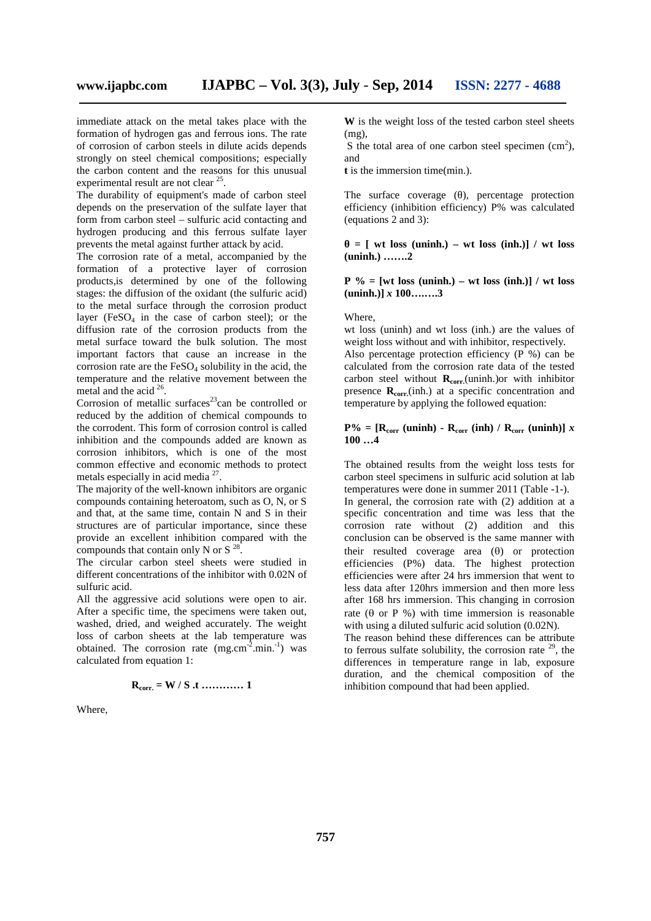immediate attack on the metal takes place with the formation of hydrogen gas and ferrous ions. The rate of corrosion of carbon steels in dilute acids depends strongly on steel chemical compositions; especially the carbon content and the reasons for this unusual experimental result are not clear [25].

The durability of equipment's made of carbon steel depends on the preservation of the sulfate layer that form from carbon steel – sulfuric acid contacting and hydrogen producing and this ferrous sulfate layer prevents the metal against further attack by acid.

The corrosion rate of a metal, accompanied by the formation of a protective layer of corrosion products,is determined by one of the following stages: the diffusion of the oxidant (the sulfuric acid) to the metal surface through the corrosion product layer ($FeSO_4$ in the case of carbon steel); or the diffusion rate of the corrosion products from the metal surface toward the bulk solution. The most important factors that cause an increase in the corrosion rate are the $FeSO_4$ solubility in the acid, the temperature and the relative movement between the metal and the acid [26].

Corrosion of metallic surfaces[23]can be controlled or reduced by the addition of chemical compounds to the corrodent. This form of corrosion control is called inhibition and the compounds added are known as corrosion inhibitors, which is one of the most common effective and economic methods to protect metals especially in acid media [27].

The majority of the well-known inhibitors are organic compounds containing heteroatom, such as O, N, or S and that, at the same time, contain N and S in their structures are of particular importance, since these provide an excellent inhibition compared with the compounds that contain only N or S [28].

The circular carbon steel sheets were studied in different concentrations of the inhibitor with 0.02N of sulfuric acid.

All the aggressive acid solutions were open to air. After a specific time, the specimens were taken out, washed, dried, and weighed accurately. The weight loss of carbon sheets at the lab temperature was obtained. The corrosion rate ($mg.cm^{-2}.min.^{-1}$) was calculated from equation 1:

$$R_{corr.} = W / S.t \quad \text{………… 1}$$

Where,

**W** is the weight loss of the tested carbon steel sheets (mg),

S the total area of one carbon steel specimen ($cm^2$), and

**t** is the immersion time(min.).

The surface coverage ($\theta$), percentage protection efficiency (inhibition efficiency) P% was calculated (equations 2 and 3):

$$\theta = [\text{ wt loss (uninh.)} - \text{wt loss (inh.)}] / \text{wt loss (uninh.)} \quad \text{…….2}$$

$$P\ \% = [\text{wt loss (uninh.)} - \text{wt loss (inh.)}] / \text{wt loss (uninh.)}]\ x\ 100 \quad \text{…..…..3}$$

Where,

wt loss (uninh) and wt loss (inh.) are the values of weight loss without and with inhibitor, respectively.

Also percentage protection efficiency (P %) can be calculated from the corrosion rate data of the tested carbon steel without $R_{corr.}$(uninh.)or with inhibitor presence $R_{corr.}$(inh.) at a specific concentration and temperature by applying the followed equation:

$$P\% = [R_{corr}\ (\text{uninh}) - R_{corr}\ (\text{inh}) / R_{corr}\ (\text{uninh})]\ x\ 100 \quad \text{…4}$$

The obtained results from the weight loss tests for carbon steel specimens in sulfuric acid solution at lab temperatures were done in summer 2011 (Table -1-).

In general, the corrosion rate with (2) addition at a specific concentration and time was less that the corrosion rate without (2) addition and this conclusion can be observed is the same manner with their resulted coverage area ($\theta$) or protection efficiencies (P%) data. The highest protection efficiencies were after 24 hrs immersion that went to less data after 120hrs immersion and then more less after 168 hrs immersion. This changing in corrosion rate ($\theta$ or P %) with time immersion is reasonable with using a diluted sulfuric acid solution (0.02N).

The reason behind these differences can be attribute to ferrous sulfate solubility, the corrosion rate [29], the differences in temperature range in lab, exposure duration, and the chemical composition of the inhibition compound that had been applied.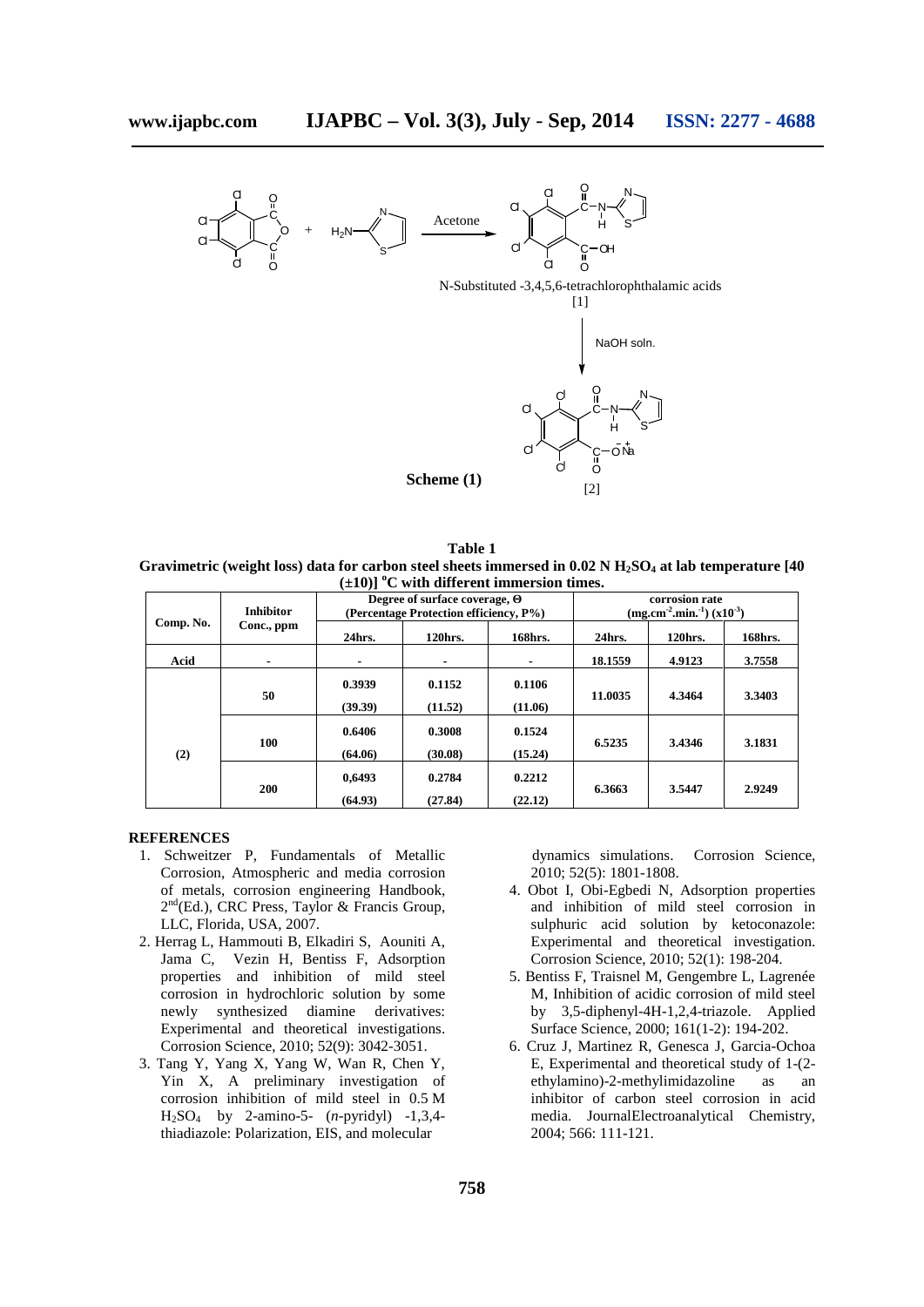Acetone

N-Substituted -3,4,5,6-tetrachlorophthalamic acids

[1]

NaOH soln.

[2]

**Scheme (1)**

**Table 1**

**Gravimetric (weight loss) data for carbon steel sheets immersed in 0.02 N $H_2SO_4$ at lab temperature [40 (±10)] °C with different immersion times.**

| Comp. No. | Inhibitor Conc., ppm | Degree of surface coverage, Θ (Percentage Protection efficiency, P%) | | | corrosion rate ($mg.cm^{-2}.min.^{-1}$) ($x10^{-3}$) | | |
|---|---|---|---|---|---|---|---|
| | | 24hrs. | 120hrs. | 168hrs. | 24hrs. | 120hrs. | 168hrs. |
| Acid | - | - | - | - | 18.1559 | 4.9123 | 3.7558 |
| (2) | 50 | 0.3939 (39.39) | 0.1152 (11.52) | 0.1106 (11.06) | 11.0035 | 4.3464 | 3.3403 |
| | 100 | 0.6406 (64.06) | 0.3008 (30.08) | 0.1524 (15.24) | 6.5235 | 3.4346 | 3.1831 |
| | 200 | 0,6493 (64.93) | 0.2784 (27.84) | 0.2212 (22.12) | 6.3663 | 3.5447 | 2.9249 |

## REFERENCES

1. Schweitzer P, Fundamentals of Metallic Corrosion, Atmospheric and media corrosion of metals, corrosion engineering Handbook, 2nd(Ed.), CRC Press, Taylor & Francis Group, LLC, Florida, USA, 2007.
2. Herrag L, Hammouti B, Elkadiri S, Aouniti A, Jama C, Vezin H, Bentiss F, Adsorption properties and inhibition of mild steel corrosion in hydrochloric solution by some newly synthesized diamine derivatives: Experimental and theoretical investigations. Corrosion Science, 2010; 52(9): 3042-3051.
3. Tang Y, Yang X, Yang W, Wan R, Chen Y, Yin X, A preliminary investigation of corrosion inhibition of mild steel in 0.5 M $H_2SO_4$ by 2-amino-5- (*n*-pyridyl) -1,3,4-thiadiazole: Polarization, EIS, and molecular dynamics simulations. Corrosion Science, 2010; 52(5): 1801-1808.
4. Obot I, Obi-Egbedi N, Adsorption properties and inhibition of mild steel corrosion in sulphuric acid solution by ketoconazole: Experimental and theoretical investigation. Corrosion Science, 2010; 52(1): 198-204.
5. Bentiss F, Traisnel M, Gengembre L, Lagrenée M, Inhibition of acidic corrosion of mild steel by 3,5-diphenyl-4H-1,2,4-triazole. Applied Surface Science, 2000; 161(1-2): 194-202.
6. Cruz J, Martinez R, Genesca J, Garcia-Ochoa E, Experimental and theoretical study of 1-(2-ethylamino)-2-methylimidazoline as an inhibitor of carbon steel corrosion in acid media. JournalElectroanalytical Chemistry, 2004; 566: 111-121.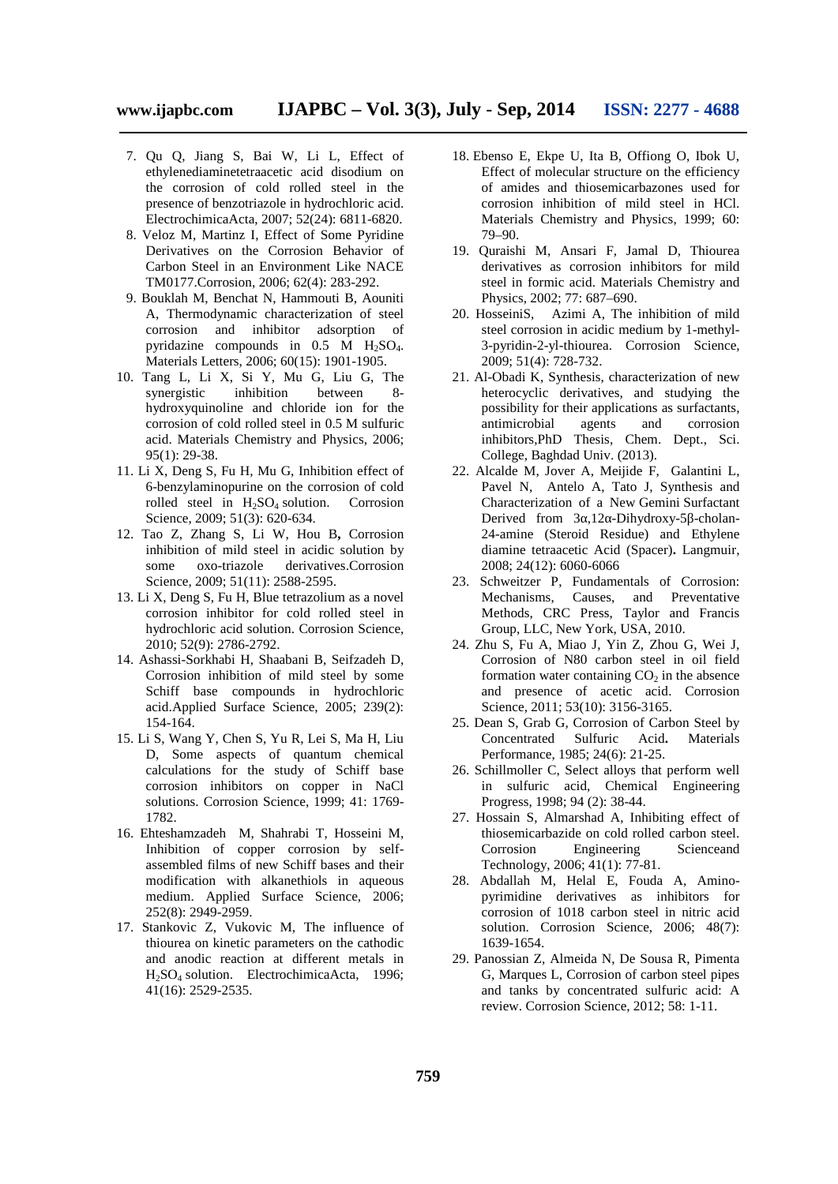7. Qu Q, Jiang S, Bai W, Li L, Effect of ethylenediaminetetraacetic acid disodium on the corrosion of cold rolled steel in the presence of benzotriazole in hydrochloric acid. ElectrochimicaActa, 2007; 52(24): 6811-6820.
8. Veloz M, Martinz I, Effect of Some Pyridine Derivatives on the Corrosion Behavior of Carbon Steel in an Environment Like NACE TM0177.Corrosion, 2006; 62(4): 283-292.
9. Bouklah M, Benchat N, Hammouti B, Aouniti A, Thermodynamic characterization of steel corrosion and inhibitor adsorption of pyridazine compounds in 0.5 M $H_2SO_4$. Materials Letters, 2006; 60(15): 1901-1905.
10. Tang L, Li X, Si Y, Mu G, Liu G, The synergistic inhibition between 8-hydroxyquinoline and chloride ion for the corrosion of cold rolled steel in 0.5 M sulfuric acid. Materials Chemistry and Physics, 2006; 95(1): 29-38.
11. Li X, Deng S, Fu H, Mu G, Inhibition effect of 6-benzylaminopurine on the corrosion of cold rolled steel in $H_2SO_4$ solution. Corrosion Science, 2009; 51(3): 620-634.
12. Tao Z, Zhang S, Li W, Hou B, Corrosion inhibition of mild steel in acidic solution by some oxo-triazole derivatives.Corrosion Science, 2009; 51(11): 2588-2595.
13. Li X, Deng S, Fu H, Blue tetrazolium as a novel corrosion inhibitor for cold rolled steel in hydrochloric acid solution. Corrosion Science, 2010; 52(9): 2786-2792.
14. Ashassi-Sorkhabi H, Shaabani B, Seifzadeh D, Corrosion inhibition of mild steel by some Schiff base compounds in hydrochloric acid.Applied Surface Science, 2005; 239(2): 154-164.
15. Li S, Wang Y, Chen S, Yu R, Lei S, Ma H, Liu D, Some aspects of quantum chemical calculations for the study of Schiff base corrosion inhibitors on copper in NaCl solutions. Corrosion Science, 1999; 41: 1769-1782.
16. Ehteshamzadeh M, Shahrabi T, Hosseini M, Inhibition of copper corrosion by self-assembled films of new Schiff bases and their modification with alkanethiols in aqueous medium. Applied Surface Science, 2006; 252(8): 2949-2959.
17. Stankovic Z, Vukovic M, The influence of thiourea on kinetic parameters on the cathodic and anodic reaction at different metals in $H_2SO_4$ solution. ElectrochimicaActa, 1996; 41(16): 2529-2535.
18. Ebenso E, Ekpe U, Ita B, Offiong O, Ibok U, Effect of molecular structure on the efficiency of amides and thiosemicarbazones used for corrosion inhibition of mild steel in HCl. Materials Chemistry and Physics, 1999; 60: 79–90.
19. Quraishi M, Ansari F, Jamal D, Thiourea derivatives as corrosion inhibitors for mild steel in formic acid. Materials Chemistry and Physics, 2002; 77: 687–690.
20. HosseiniS, Azimi A, The inhibition of mild steel corrosion in acidic medium by 1-methyl-3-pyridin-2-yl-thiourea. Corrosion Science, 2009; 51(4): 728-732.
21. Al-Obadi K, Synthesis, characterization of new heterocyclic derivatives, and studying the possibility for their applications as surfactants, antimicrobial agents and corrosion inhibitors,PhD Thesis, Chem. Dept., Sci. College, Baghdad Univ. (2013).
22. Alcalde M, Jover A, Meijide F, Galantini L, Pavel N, Antelo A, Tato J, Synthesis and Characterization of a New Gemini Surfactant Derived from 3α,12α-Dihydroxy-5β-cholan-24-amine (Steroid Residue) and Ethylene diamine tetraacetic Acid (Spacer)**.** Langmuir, 2008; 24(12): 6060-6066
23. Schweitzer P, Fundamentals of Corrosion: Mechanisms, Causes, and Preventative Methods, CRC Press, Taylor and Francis Group, LLC, New York, USA, 2010.
24. Zhu S, Fu A, Miao J, Yin Z, Zhou G, Wei J, Corrosion of N80 carbon steel in oil field formation water containing $CO_2$ in the absence and presence of acetic acid. Corrosion Science, 2011; 53(10): 3156-3165.
25. Dean S, Grab G, Corrosion of Carbon Steel by Concentrated Sulfuric Acid**.** Materials Performance, 1985; 24(6): 21-25.
26. Schillmoller C, Select alloys that perform well in sulfuric acid, Chemical Engineering Progress, 1998; 94 (2): 38-44.
27. Hossain S, Almarshad A, Inhibiting effect of thiosemicarbazide on cold rolled carbon steel. Corrosion Engineering Scienceand Technology, 2006; 41(1): 77-81.
28. Abdallah M, Helal E, Fouda A, Amino-pyrimidine derivatives as inhibitors for corrosion of 1018 carbon steel in nitric acid solution. Corrosion Science, 2006; 48(7): 1639-1654.
29. Panossian Z, Almeida N, De Sousa R, Pimenta G, Marques L, Corrosion of carbon steel pipes and tanks by concentrated sulfuric acid: A review. Corrosion Science, 2012; 58: 1-11.